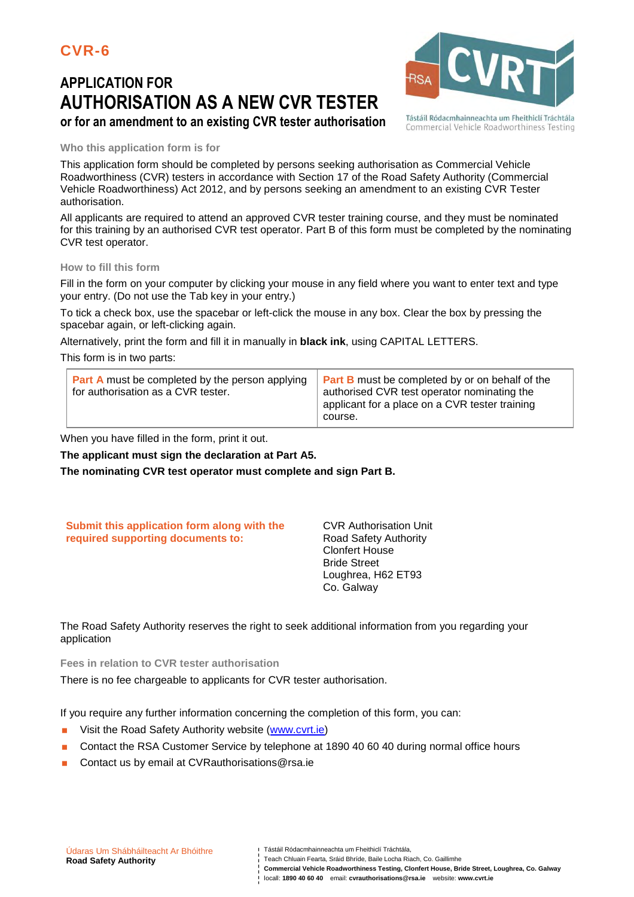CVR-6

# APPLICATION FOR AUTHORISATION AS A NEW CVR TESTER

## or for an amendment to an existing CVR tester authorisation

Tástáil Ródacmhainneachta um Fheithiclí Tráchtála
Commercial Vehicle Roadworthiness Testing

### Who this application form is for

This application form should be completed by persons seeking authorisation as Commercial Vehicle Roadworthiness (CVR) testers in accordance with Section 17 of the Road Safety Authority (Commercial Vehicle Roadworthiness) Act 2012, and by persons seeking an amendment to an existing CVR Tester authorisation.

All applicants are required to attend an approved CVR tester training course, and they must be nominated for this training by an authorised CVR test operator. Part B of this form must be completed by the nominating CVR test operator.

### How to fill this form

Fill in the form on your computer by clicking your mouse in any field where you want to enter text and type your entry. (Do not use the Tab key in your entry.)

To tick a check box, use the spacebar or left-click the mouse in any box. Clear the box by pressing the spacebar again, or left-clicking again.

Alternatively, print the form and fill it in manually in **black ink**, using CAPITAL LETTERS.

This form is in two parts:

| Part A must be completed by the person applying for authorisation as a CVR tester. | Part B must be completed by or on behalf of the authorised CVR test operator nominating the applicant for a place on a CVR tester training course. |
|---|---|

When you have filled in the form, print it out.

**The applicant must sign the declaration at Part A5.**

**The nominating CVR test operator must complete and sign Part B.**

**Submit this application form along with the required supporting documents to:**

CVR Authorisation Unit
Road Safety Authority
Clonfert House
Bride Street
Loughrea, H62 ET93
Co. Galway

The Road Safety Authority reserves the right to seek additional information from you regarding your application

### Fees in relation to CVR tester authorisation

There is no fee chargeable to applicants for CVR tester authorisation.

If you require any further information concerning the completion of this form, you can:

- Visit the Road Safety Authority website (www.cvrt.ie)
- Contact the RSA Customer Service by telephone at 1890 40 60 40 during normal office hours
- Contact us by email at CVRauthorisations@rsa.ie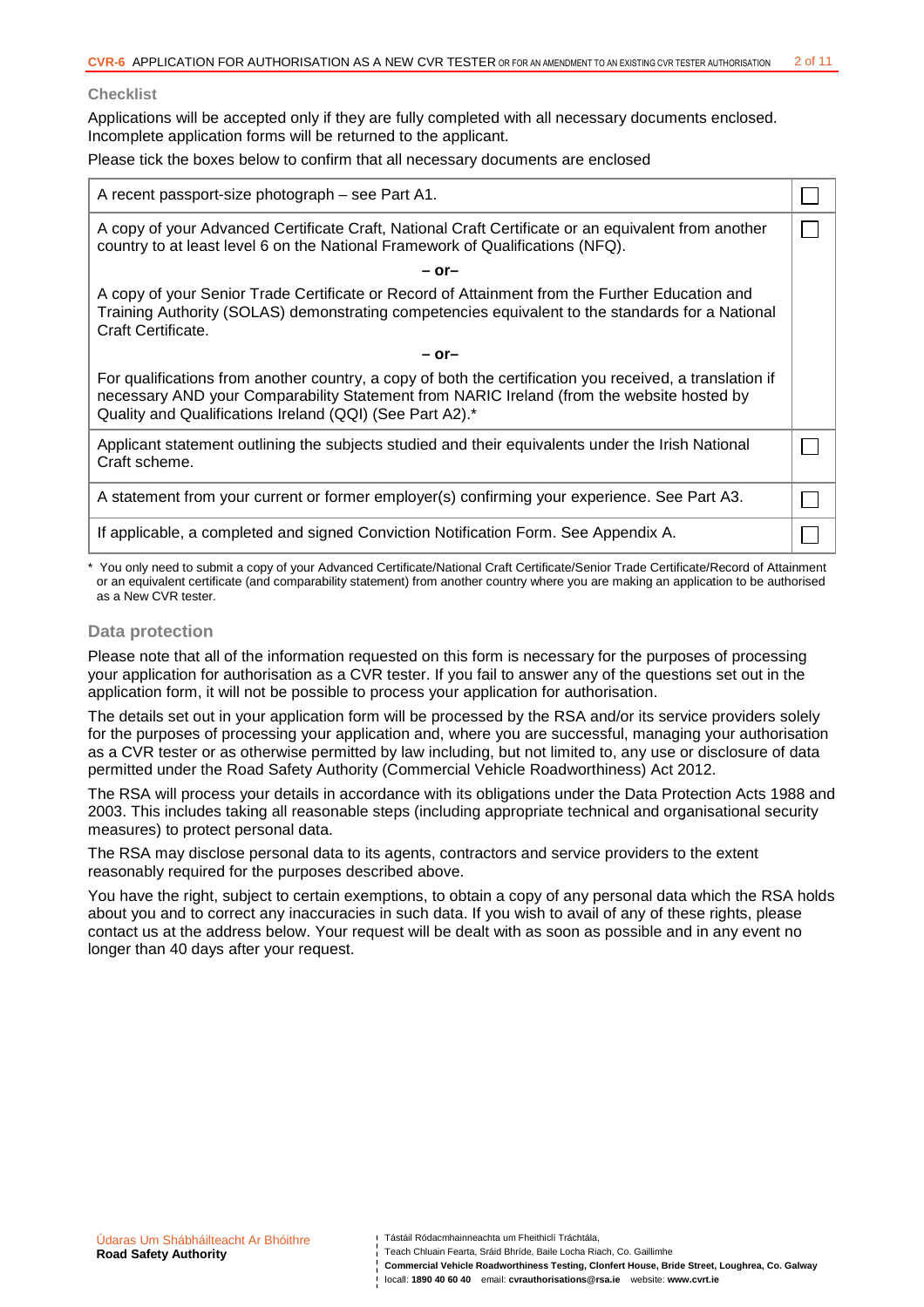### Checklist

Applications will be accepted only if they are fully completed with all necessary documents enclosed. Incomplete application forms will be returned to the applicant.

Please tick the boxes below to confirm that all necessary documents are enclosed

| Document | ☐ |
|---|---|
| A recent passport-size photograph – see Part A1. | ☐ |
| A copy of your Advanced Certificate Craft, National Craft Certificate or an equivalent from another country to at least level 6 on the National Framework of Qualifications (NFQ).<br>**– or–**<br>A copy of your Senior Trade Certificate or Record of Attainment from the Further Education and Training Authority (SOLAS) demonstrating competencies equivalent to the standards for a National Craft Certificate.<br>**– or–**<br>For qualifications from another country, a copy of both the certification you received, a translation if necessary AND your Comparability Statement from NARIC Ireland (from the website hosted by Quality and Qualifications Ireland (QQI) (See Part A2).* | ☐ |
| Applicant statement outlining the subjects studied and their equivalents under the Irish National Craft scheme. | ☐ |
| A statement from your current or former employer(s) confirming your experience. See Part A3. | ☐ |
| If applicable, a completed and signed Conviction Notification Form. See Appendix A. | ☐ |

\* You only need to submit a copy of your Advanced Certificate/National Craft Certificate/Senior Trade Certificate/Record of Attainment or an equivalent certificate (and comparability statement) from another country where you are making an application to be authorised as a New CVR tester.

### Data protection

Please note that all of the information requested on this form is necessary for the purposes of processing your application for authorisation as a CVR tester. If you fail to answer any of the questions set out in the application form, it will not be possible to process your application for authorisation.

The details set out in your application form will be processed by the RSA and/or its service providers solely for the purposes of processing your application and, where you are successful, managing your authorisation as a CVR tester or as otherwise permitted by law including, but not limited to, any use or disclosure of data permitted under the Road Safety Authority (Commercial Vehicle Roadworthiness) Act 2012.

The RSA will process your details in accordance with its obligations under the Data Protection Acts 1988 and 2003. This includes taking all reasonable steps (including appropriate technical and organisational security measures) to protect personal data.

The RSA may disclose personal data to its agents, contractors and service providers to the extent reasonably required for the purposes described above.

You have the right, subject to certain exemptions, to obtain a copy of any personal data which the RSA holds about you and to correct any inaccuracies in such data. If you wish to avail of any of these rights, please contact us at the address below. Your request will be dealt with as soon as possible and in any event no longer than 40 days after your request.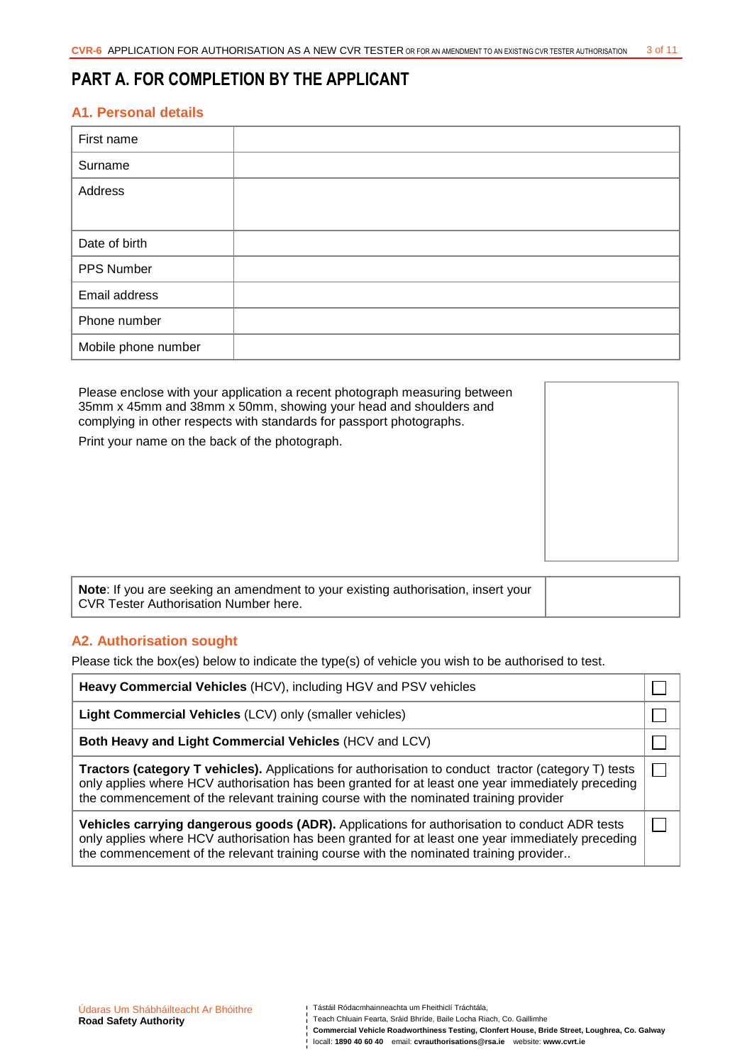# PART A. FOR COMPLETION BY THE APPLICANT

## A1. Personal details

| First name | |
|---|---|
| Surname | |
| Address | |
| Date of birth | |
| PPS Number | |
| Email address | |
| Phone number | |
| Mobile phone number | |

Please enclose with your application a recent photograph measuring between 35mm x 45mm and 38mm x 50mm, showing your head and shoulders and complying in other respects with standards for passport photographs.

Print your name on the back of the photograph.

| **Note**: If you are seeking an amendment to your existing authorisation, insert your CVR Tester Authorisation Number here. | |
|---|---|

## A2. Authorisation sought

Please tick the box(es) below to indicate the type(s) of vehicle you wish to be authorised to test.

| | |
|---|---|
| **Heavy Commercial Vehicles** (HCV), including HGV and PSV vehicles | ☐ |
| **Light Commercial Vehicles** (LCV) only (smaller vehicles) | ☐ |
| **Both Heavy and Light Commercial Vehicles** (HCV and LCV) | ☐ |
| **Tractors (category T vehicles).** Applications for authorisation to conduct tractor (category T) tests only applies where HCV authorisation has been granted for at least one year immediately preceding the commencement of the relevant training course with the nominated training provider | ☐ |
| **Vehicles carrying dangerous goods (ADR).** Applications for authorisation to conduct ADR tests only applies where HCV authorisation has been granted for at least one year immediately preceding the commencement of the relevant training course with the nominated training provider.. | ☐ |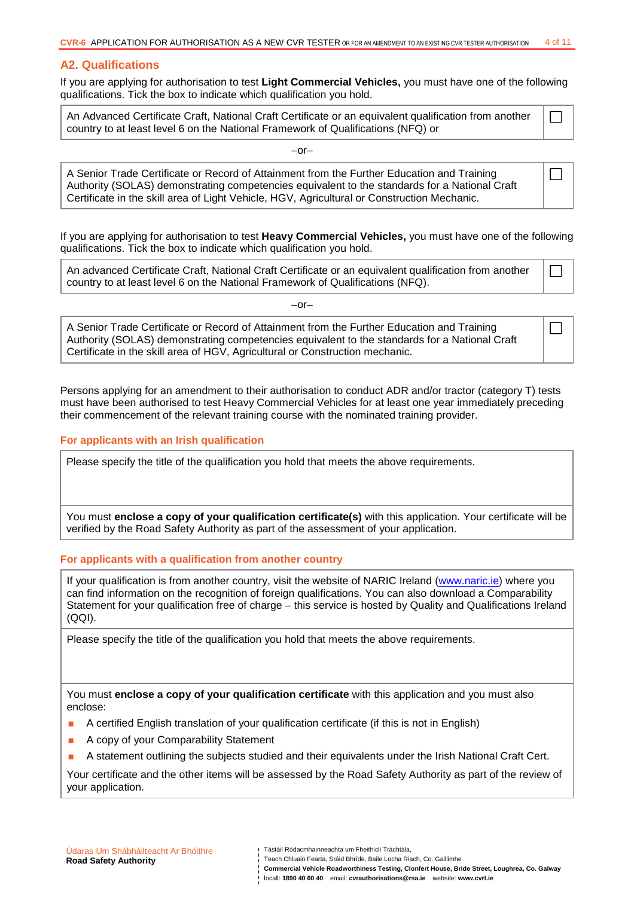## A2. Qualifications

If you are applying for authorisation to test **Light Commercial Vehicles,** you must have one of the following qualifications. Tick the box to indicate which qualification you hold.

| | |
|---|---|
| An Advanced Certificate Craft, National Craft Certificate or an equivalent qualification from another country to at least level 6 on the National Framework of Qualifications (NFQ) or | ☐ |

–or–

| | |
|---|---|
| A Senior Trade Certificate or Record of Attainment from the Further Education and Training Authority (SOLAS) demonstrating competencies equivalent to the standards for a National Craft Certificate in the skill area of Light Vehicle, HGV, Agricultural or Construction Mechanic. | ☐ |

If you are applying for authorisation to test **Heavy Commercial Vehicles,** you must have one of the following qualifications. Tick the box to indicate which qualification you hold.

| | |
|---|---|
| An advanced Certificate Craft, National Craft Certificate or an equivalent qualification from another country to at least level 6 on the National Framework of Qualifications (NFQ). | ☐ |

–or–

| | |
|---|---|
| A Senior Trade Certificate or Record of Attainment from the Further Education and Training Authority (SOLAS) demonstrating competencies equivalent to the standards for a National Craft Certificate in the skill area of HGV, Agricultural or Construction mechanic. | ☐ |

Persons applying for an amendment to their authorisation to conduct ADR and/or tractor (category T) tests must have been authorised to test Heavy Commercial Vehicles for at least one year immediately preceding their commencement of the relevant training course with the nominated training provider.

### For applicants with an Irish qualification

Please specify the title of the qualification you hold that meets the above requirements.

You must **enclose a copy of your qualification certificate(s)** with this application. Your certificate will be verified by the Road Safety Authority as part of the assessment of your application.

### For applicants with a qualification from another country

If your qualification is from another country, visit the website of NARIC Ireland (www.naric.ie) where you can find information on the recognition of foreign qualifications. You can also download a Comparability Statement for your qualification free of charge – this service is hosted by Quality and Qualifications Ireland (QQI).

Please specify the title of the qualification you hold that meets the above requirements.

You must **enclose a copy of your qualification certificate** with this application and you must also enclose:

- A certified English translation of your qualification certificate (if this is not in English)
- A copy of your Comparability Statement
- A statement outlining the subjects studied and their equivalents under the Irish National Craft Cert.

Your certificate and the other items will be assessed by the Road Safety Authority as part of the review of your application.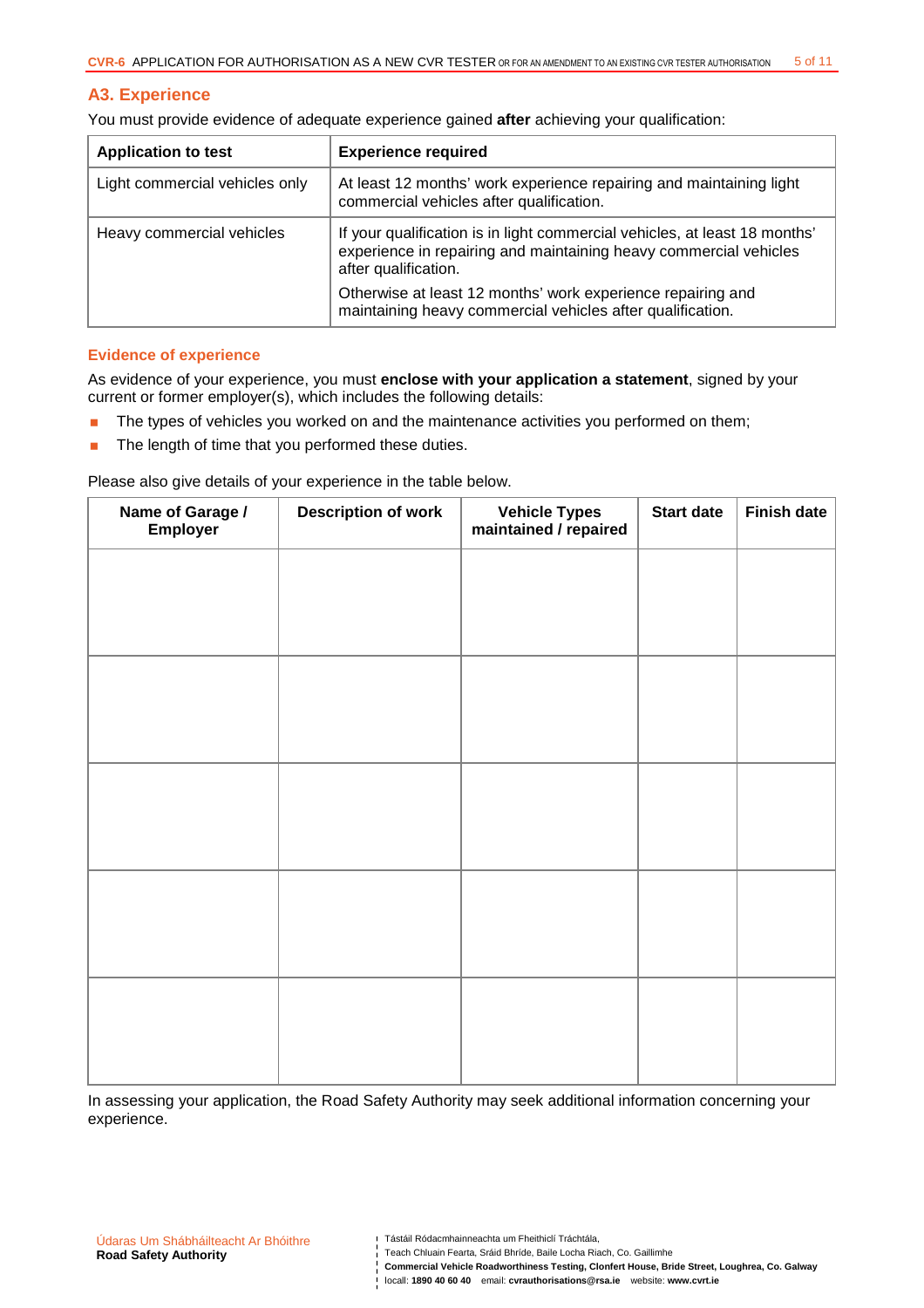## A3. Experience

You must provide evidence of adequate experience gained **after** achieving your qualification:

| Application to test | Experience required |
|---|---|
| Light commercial vehicles only | At least 12 months' work experience repairing and maintaining light commercial vehicles after qualification. |
| Heavy commercial vehicles | If your qualification is in light commercial vehicles, at least 18 months' experience in repairing and maintaining heavy commercial vehicles after qualification.<br><br>Otherwise at least 12 months' work experience repairing and maintaining heavy commercial vehicles after qualification. |

### Evidence of experience

As evidence of your experience, you must **enclose with your application a statement**, signed by your current or former employer(s), which includes the following details:

- The types of vehicles you worked on and the maintenance activities you performed on them;
- The length of time that you performed these duties.

Please also give details of your experience in the table below.

| Name of Garage / Employer | Description of work | Vehicle Types maintained / repaired | Start date | Finish date |
|---|---|---|---|---|
| | | | | |
| | | | | |
| | | | | |
| | | | | |
| | | | | |

In assessing your application, the Road Safety Authority may seek additional information concerning your experience.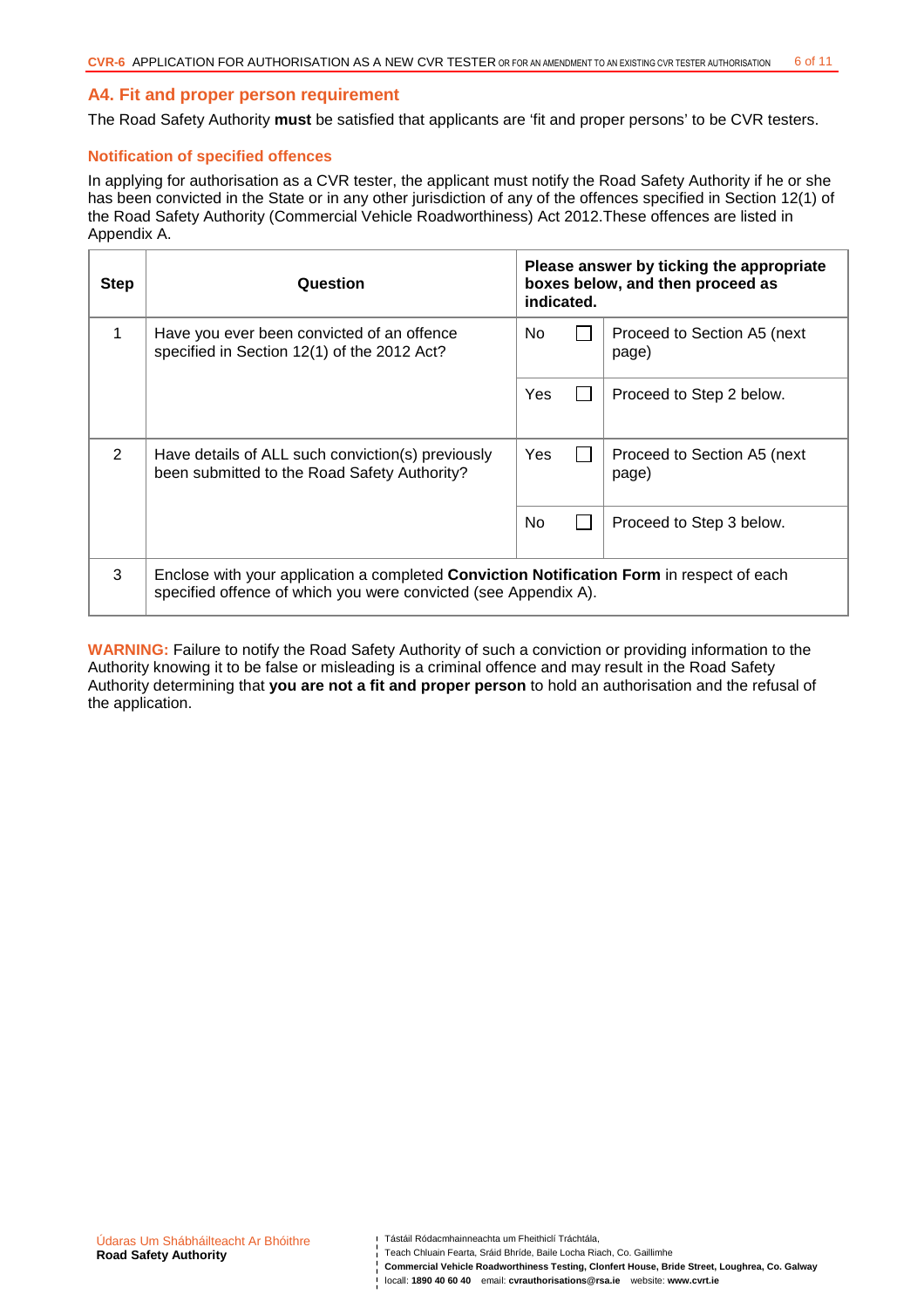## A4. Fit and proper person requirement

The Road Safety Authority **must** be satisfied that applicants are 'fit and proper persons' to be CVR testers.

### Notification of specified offences

In applying for authorisation as a CVR tester, the applicant must notify the Road Safety Authority if he or she has been convicted in the State or in any other jurisdiction of any of the offences specified in Section 12(1) of the Road Safety Authority (Commercial Vehicle Roadworthiness) Act 2012.These offences are listed in Appendix A.

| Step | Question | Please answer by ticking the appropriate boxes below, and then proceed as indicated. | | |
|---|---|---|---|---|
| 1 | Have you ever been convicted of an offence specified in Section 12(1) of the 2012 Act? | No | ☐ | Proceed to Section A5 (next page) |
| | | Yes | ☐ | Proceed to Step 2 below. |
| 2 | Have details of ALL such conviction(s) previously been submitted to the Road Safety Authority? | Yes | ☐ | Proceed to Section A5 (next page) |
| | | No | ☐ | Proceed to Step 3 below. |
| 3 | Enclose with your application a completed **Conviction Notification Form** in respect of each specified offence of which you were convicted (see Appendix A). | | | |

**WARNING:** Failure to notify the Road Safety Authority of such a conviction or providing information to the Authority knowing it to be false or misleading is a criminal offence and may result in the Road Safety Authority determining that **you are not a fit and proper person** to hold an authorisation and the refusal of the application.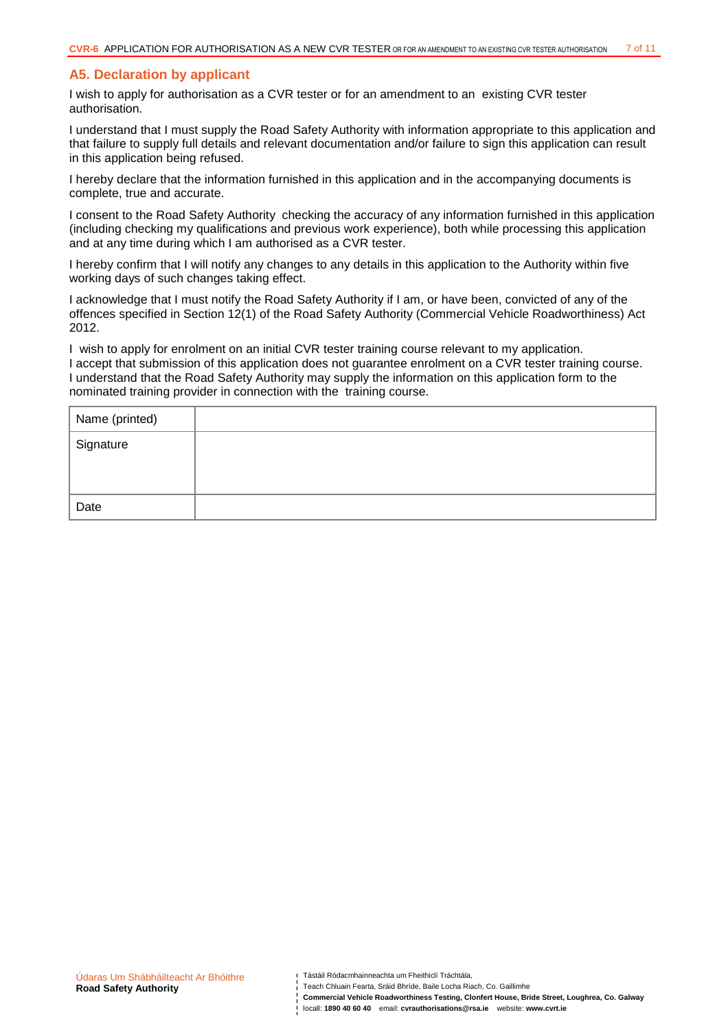## A5. Declaration by applicant

I wish to apply for authorisation as a CVR tester or for an amendment to an existing CVR tester authorisation.

I understand that I must supply the Road Safety Authority with information appropriate to this application and that failure to supply full details and relevant documentation and/or failure to sign this application can result in this application being refused.

I hereby declare that the information furnished in this application and in the accompanying documents is complete, true and accurate.

I consent to the Road Safety Authority checking the accuracy of any information furnished in this application (including checking my qualifications and previous work experience), both while processing this application and at any time during which I am authorised as a CVR tester.

I hereby confirm that I will notify any changes to any details in this application to the Authority within five working days of such changes taking effect.

I acknowledge that I must notify the Road Safety Authority if I am, or have been, convicted of any of the offences specified in Section 12(1) of the Road Safety Authority (Commercial Vehicle Roadworthiness) Act 2012.

I wish to apply for enrolment on an initial CVR tester training course relevant to my application.
I accept that submission of this application does not guarantee enrolment on a CVR tester training course.
I understand that the Road Safety Authority may supply the information on this application form to the nominated training provider in connection with the training course.

| Name (printed) | |
|---|---|
| Signature | |
| Date | |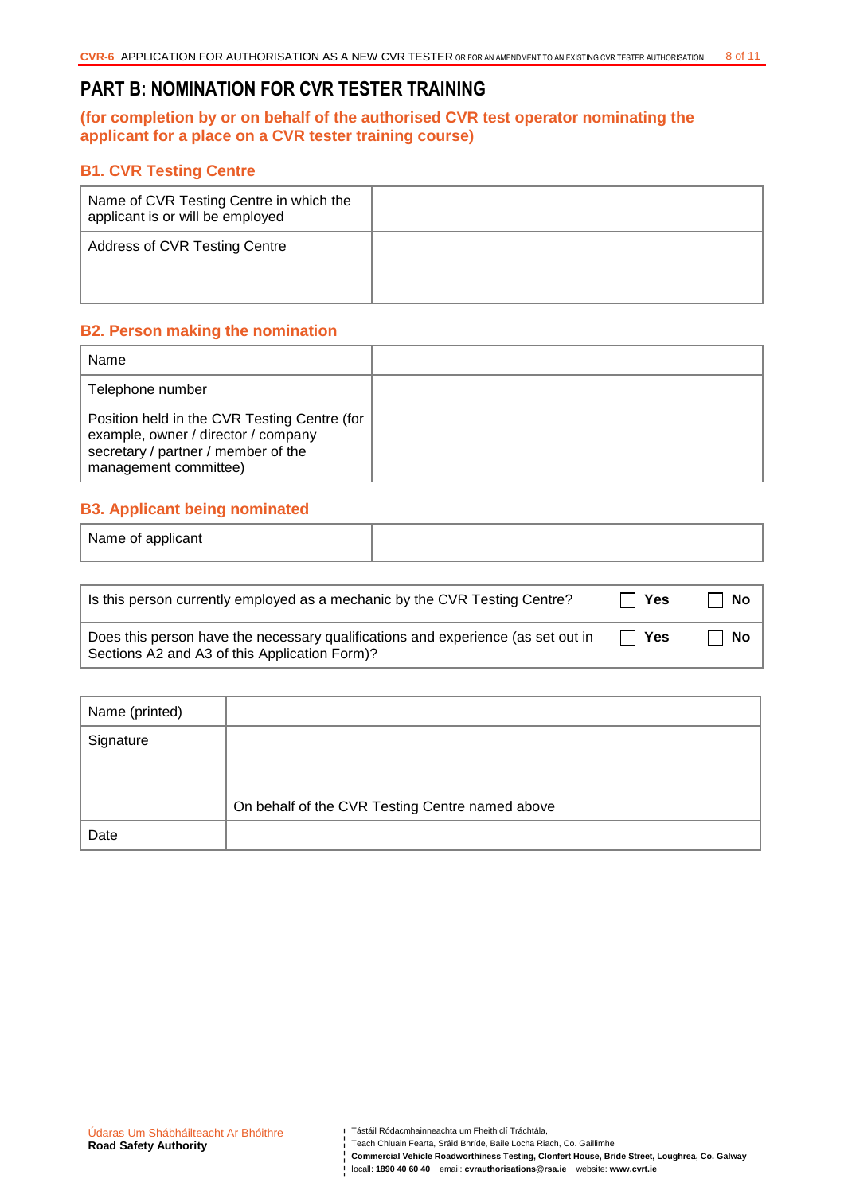# PART B: NOMINATION FOR CVR TESTER TRAINING

**(for completion by or on behalf of the authorised CVR test operator nominating the applicant for a place on a CVR tester training course)**

### B1. CVR Testing Centre

| | |
|---|---|
| Name of CVR Testing Centre in which the applicant is or will be employed | |
| Address of CVR Testing Centre | |

### B2. Person making the nomination

| | |
|---|---|
| Name | |
| Telephone number | |
| Position held in the CVR Testing Centre (for example, owner / director / company secretary / partner / member of the management committee) | |

### B3. Applicant being nominated

| | |
|---|---|
| Name of applicant | |

| | | |
|---|---|---|
| Is this person currently employed as a mechanic by the CVR Testing Centre? | ☐ **Yes** | ☐ **No** |
| Does this person have the necessary qualifications and experience (as set out in Sections A2 and A3 of this Application Form)? | ☐ **Yes** | ☐ **No** |

| | |
|---|---|
| Name (printed) | |
| Signature | On behalf of the CVR Testing Centre named above |
| Date | |

Údaras Um Shábháilteacht Ar Bhóithre
**Road Safety Authority**

Tástáil Ródacmhainneachta um Fheithiclí Tráchtála,
Teach Chluain Fearta, Sráid Bhríde, Baile Locha Riach, Co. Gaillimhe
**Commercial Vehicle Roadworthiness Testing, Clonfert House, Bride Street, Loughrea, Co. Galway**
locall: **1890 40 60 40** email: **cvrauthorisations@rsa.ie** website: **www.cvrt.ie**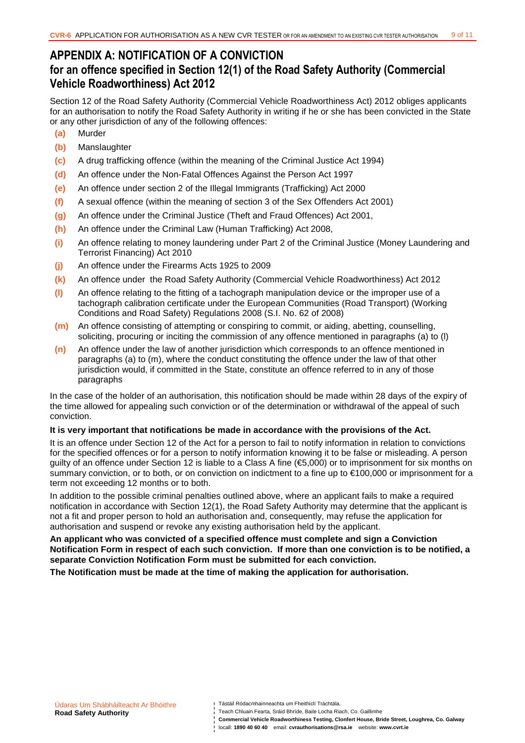# APPENDIX A: NOTIFICATION OF A CONVICTION

## for an offence specified in Section 12(1) of the Road Safety Authority (Commercial Vehicle Roadworthiness) Act 2012

Section 12 of the Road Safety Authority (Commercial Vehicle Roadworthiness Act) 2012 obliges applicants for an authorisation to notify the Road Safety Authority in writing if he or she has been convicted in the State or any other jurisdiction of any of the following offences:

- **(a)** Murder
- **(b)** Manslaughter
- **(c)** A drug trafficking offence (within the meaning of the Criminal Justice Act 1994)
- **(d)** An offence under the Non-Fatal Offences Against the Person Act 1997
- **(e)** An offence under section 2 of the Illegal Immigrants (Trafficking) Act 2000
- **(f)** A sexual offence (within the meaning of section 3 of the Sex Offenders Act 2001)
- **(g)** An offence under the Criminal Justice (Theft and Fraud Offences) Act 2001,
- **(h)** An offence under the Criminal Law (Human Trafficking) Act 2008,
- **(i)** An offence relating to money laundering under Part 2 of the Criminal Justice (Money Laundering and Terrorist Financing) Act 2010
- **(j)** An offence under the Firearms Acts 1925 to 2009
- **(k)** An offence under the Road Safety Authority (Commercial Vehicle Roadworthiness) Act 2012
- **(l)** An offence relating to the fitting of a tachograph manipulation device or the improper use of a tachograph calibration certificate under the European Communities (Road Transport) (Working Conditions and Road Safety) Regulations 2008 (S.I. No. 62 of 2008)
- **(m)** An offence consisting of attempting or conspiring to commit, or aiding, abetting, counselling, soliciting, procuring or inciting the commission of any offence mentioned in paragraphs (a) to (l)
- **(n)** An offence under the law of another jurisdiction which corresponds to an offence mentioned in paragraphs (a) to (m), where the conduct constituting the offence under the law of that other jurisdiction would, if committed in the State, constitute an offence referred to in any of those paragraphs

In the case of the holder of an authorisation, this notification should be made within 28 days of the expiry of the time allowed for appealing such conviction or of the determination or withdrawal of the appeal of such conviction.

**It is very important that notifications be made in accordance with the provisions of the Act.**

It is an offence under Section 12 of the Act for a person to fail to notify information in relation to convictions for the specified offences or for a person to notify information knowing it to be false or misleading. A person guilty of an offence under Section 12 is liable to a Class A fine (€5,000) or to imprisonment for six months on summary conviction, or to both, or on conviction on indictment to a fine up to €100,000 or imprisonment for a term not exceeding 12 months or to both.

In addition to the possible criminal penalties outlined above, where an applicant fails to make a required notification in accordance with Section 12(1), the Road Safety Authority may determine that the applicant is not a fit and proper person to hold an authorisation and, consequently, may refuse the application for authorisation and suspend or revoke any existing authorisation held by the applicant.

**An applicant who was convicted of a specified offence must complete and sign a Conviction Notification Form in respect of each such conviction. If more than one conviction is to be notified, a separate Conviction Notification Form must be submitted for each conviction.**

**The Notification must be made at the time of making the application for authorisation.**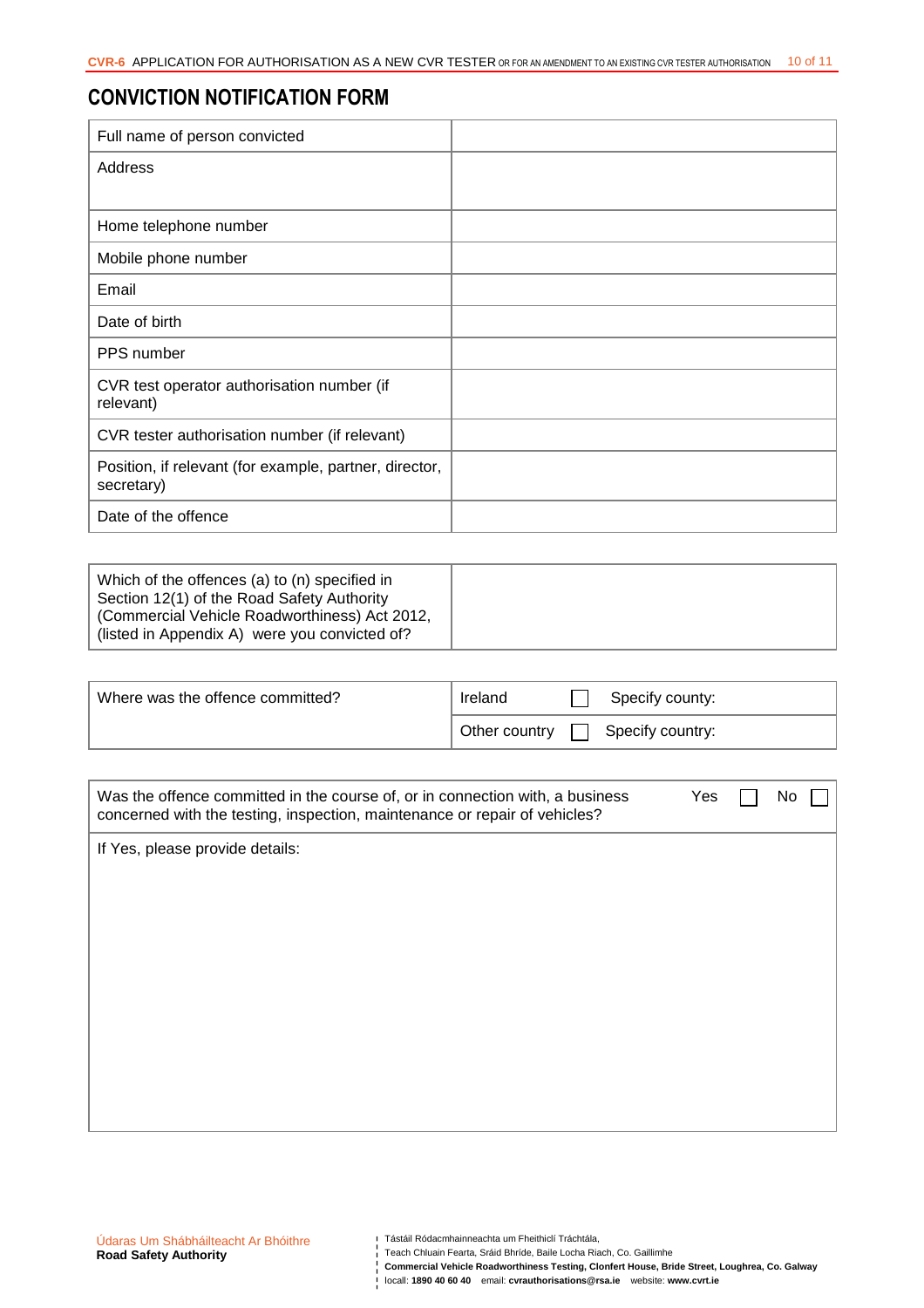# CONVICTION NOTIFICATION FORM

| Full name of person convicted | |
|---|---|
| Address | |
| Home telephone number | |
| Mobile phone number | |
| Email | |
| Date of birth | |
| PPS number | |
| CVR test operator authorisation number (if relevant) | |
| CVR tester authorisation number (if relevant) | |
| Position, if relevant (for example, partner, director, secretary) | |
| Date of the offence | |

| Which of the offences (a) to (n) specified in Section 12(1) of the Road Safety Authority (Commercial Vehicle Roadworthiness) Act 2012, (listed in Appendix A) were you convicted of? | |
|---|---|

| Where was the offence committed? | Ireland ☐ | Specify county: |
|---|---|---|
| | Other country ☐ | Specify country: |

| Was the offence committed in the course of, or in connection with, a business concerned with the testing, inspection, maintenance or repair of vehicles? | Yes ☐ No ☐ |
|---|---|
| If Yes, please provide details: | |

Údaras Um Shábháilteacht Ar Bhóithre
**Road Safety Authority**

Tástáil Ródacmhainneachta um Fheithiclí Tráchtála,
Teach Chluain Fearta, Sráid Bhríde, Baile Locha Riach, Co. Gaillimhe
**Commercial Vehicle Roadworthiness Testing, Clonfert House, Bride Street, Loughrea, Co. Galway**
locall: **1890 40 60 40** email: **cvrauthorisations@rsa.ie** website: **www.cvrt.ie**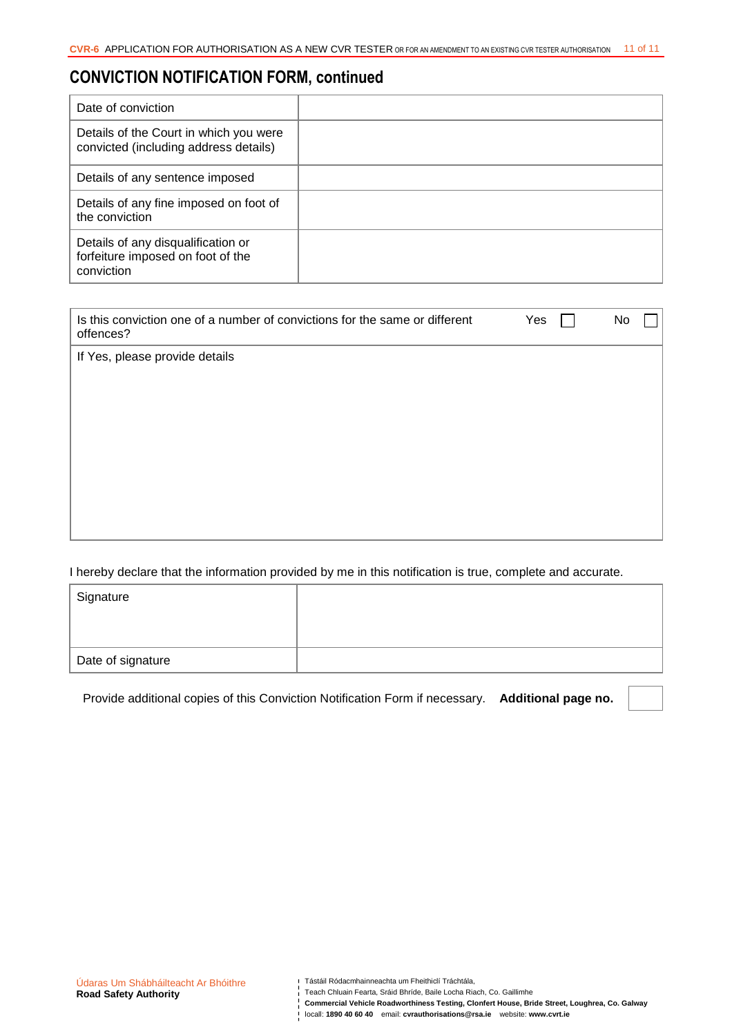## CONVICTION NOTIFICATION FORM, continued

| | |
|---|---|
| Date of conviction | |
| Details of the Court in which you were convicted (including address details) | |
| Details of any sentence imposed | |
| Details of any fine imposed on foot of the conviction | |
| Details of any disqualification or forfeiture imposed on foot of the conviction | |

| | | |
|---|---|---|
| Is this conviction one of a number of convictions for the same or different offences? | Yes ☐ | No ☐ |
| If Yes, please provide details | | |

I hereby declare that the information provided by me in this notification is true, complete and accurate.

| | |
|---|---|
| Signature | |
| Date of signature | |

Provide additional copies of this Conviction Notification Form if necessary. **Additional page no.** ☐

Údaras Um Shábháilteacht Ar Bhóithre
**Road Safety Authority**

Tástáil Ródacmhainneachta um Fheithiclí Tráchtála,
Teach Chluain Fearta, Sráid Bhríde, Baile Locha Riach, Co. Gaillimhe
**Commercial Vehicle Roadworthiness Testing, Clonfert House, Bride Street, Loughrea, Co. Galway**
locall: **1890 40 60 40** email: **cvrauthorisations@rsa.ie** website: **www.cvrt.ie**